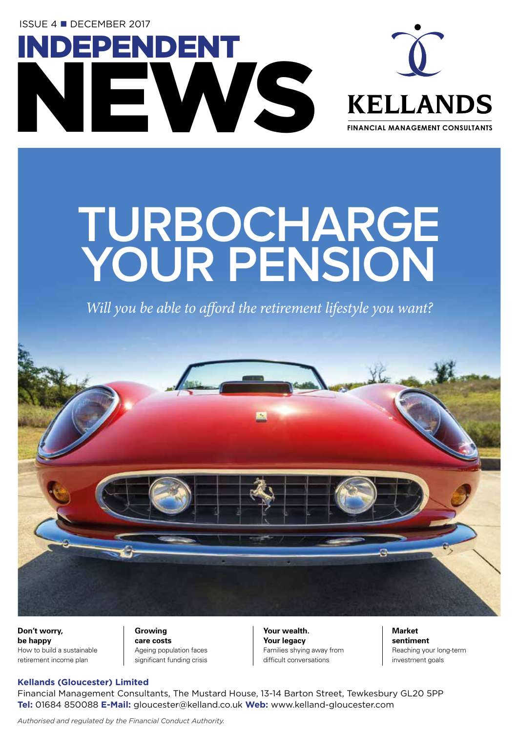ISSUE 4 ■ DECEMBER 2017

# INDEPENDENT NEWS

**KELLANDS**

**FINANCIAL MANAGEMENT CONSULTANTS**

# TURBOCHARGE YOUR PENSION

*Will you be able to afford the retirement lifestyle you want?*

**Don't worry, be happy**
How to build a sustainable retirement income plan

**Growing care costs**
Ageing population faces significant funding crisis

**Your wealth. Your legacy**
Families shying away from difficult conversations

**Market sentiment**
Reaching your long-term investment goals

**Kellands (Gloucester) Limited**
Financial Management Consultants, The Mustard House, 13-14 Barton Street, Tewkesbury GL20 5PP
**Tel:** 01684 850088 **E-Mail:** gloucester@kelland.co.uk **Web:** www.kelland-gloucester.com

*Authorised and regulated by the Financial Conduct Authority.*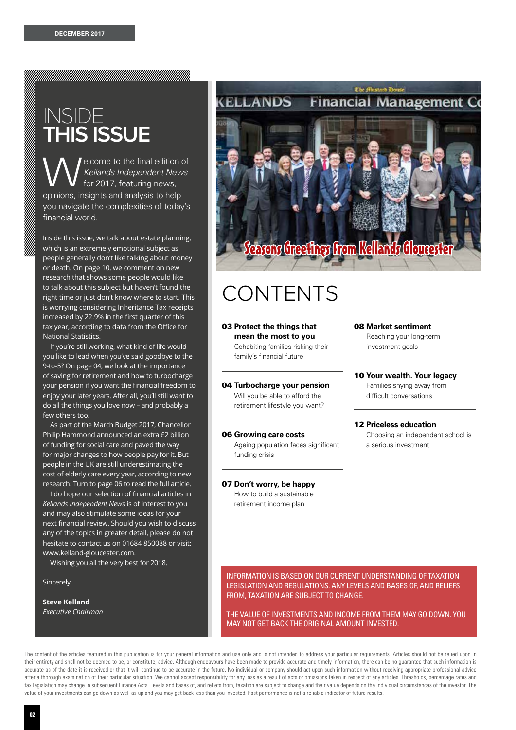# INSIDE THIS ISSUE

Welcome to the final edition of *Kellands Independent News* for 2017, featuring news, opinions, insights and analysis to help you navigate the complexities of today's financial world.

Inside this issue, we talk about estate planning, which is an extremely emotional subject as people generally don't like talking about money or death. On page 10, we comment on new research that shows some people would like to talk about this subject but haven't found the right time or just don't know where to start. This is worrying considering Inheritance Tax receipts increased by 22.9% in the first quarter of this tax year, according to data from the Office for National Statistics.

If you're still working, what kind of life would you like to lead when you've said goodbye to the 9-to-5? On page 04, we look at the importance of saving for retirement and how to turbocharge your pension if you want the financial freedom to enjoy your later years. After all, you'll still want to do all the things you love now – and probably a few others too.

As part of the March Budget 2017, Chancellor Philip Hammond announced an extra £2 billion of funding for social care and paved the way for major changes to how people pay for it. But people in the UK are still underestimating the cost of elderly care every year, according to new research. Turn to page 06 to read the full article.

I do hope our selection of financial articles in *Kellands Independent News* is of interest to you and may also stimulate some ideas for your next financial review. Should you wish to discuss any of the topics in greater detail, please do not hesitate to contact us on 01684 850088 or visit: www.kelland-gloucester.com.

Wishing you all the very best for 2018.

Sincerely,

**Steve Kelland**
*Executive Chairman*

Seasons Greetings from Kellands Gloucester

# CONTENTS

**03 Protect the things that mean the most to you**
Cohabiting families risking their family's financial future

**04 Turbocharge your pension**
Will you be able to afford the retirement lifestyle you want?

**06 Growing care costs**
Ageing population faces significant funding crisis

**07 Don't worry, be happy**
How to build a sustainable retirement income plan

**08 Market sentiment**
Reaching your long-term investment goals

**10 Your wealth. Your legacy**
Families shying away from difficult conversations

**12 Priceless education**
Choosing an independent school is a serious investment

INFORMATION IS BASED ON OUR CURRENT UNDERSTANDING OF TAXATION LEGISLATION AND REGULATIONS. ANY LEVELS AND BASES OF, AND RELIEFS FROM, TAXATION ARE SUBJECT TO CHANGE.

THE VALUE OF INVESTMENTS AND INCOME FROM THEM MAY GO DOWN. YOU MAY NOT GET BACK THE ORIGINAL AMOUNT INVESTED.

The content of the articles featured in this publication is for your general information and use only and is not intended to address your particular requirements. Articles should not be relied upon in their entirety and shall not be deemed to be, or constitute, advice. Although endeavours have been made to provide accurate and timely information, there can be no guarantee that such information is accurate as of the date it is received or that it will continue to be accurate in the future. No individual or company should act upon such information without receiving appropriate professional advice after a thorough examination of their particular situation. We cannot accept responsibility for any loss as a result of acts or omissions taken in respect of any articles. Thresholds, percentage rates and tax legislation may change in subsequent Finance Acts. Levels and bases of, and reliefs from, taxation are subject to change and their value depends on the individual circumstances of the investor. The value of your investments can go down as well as up and you may get back less than you invested. Past performance is not a reliable indicator of future results.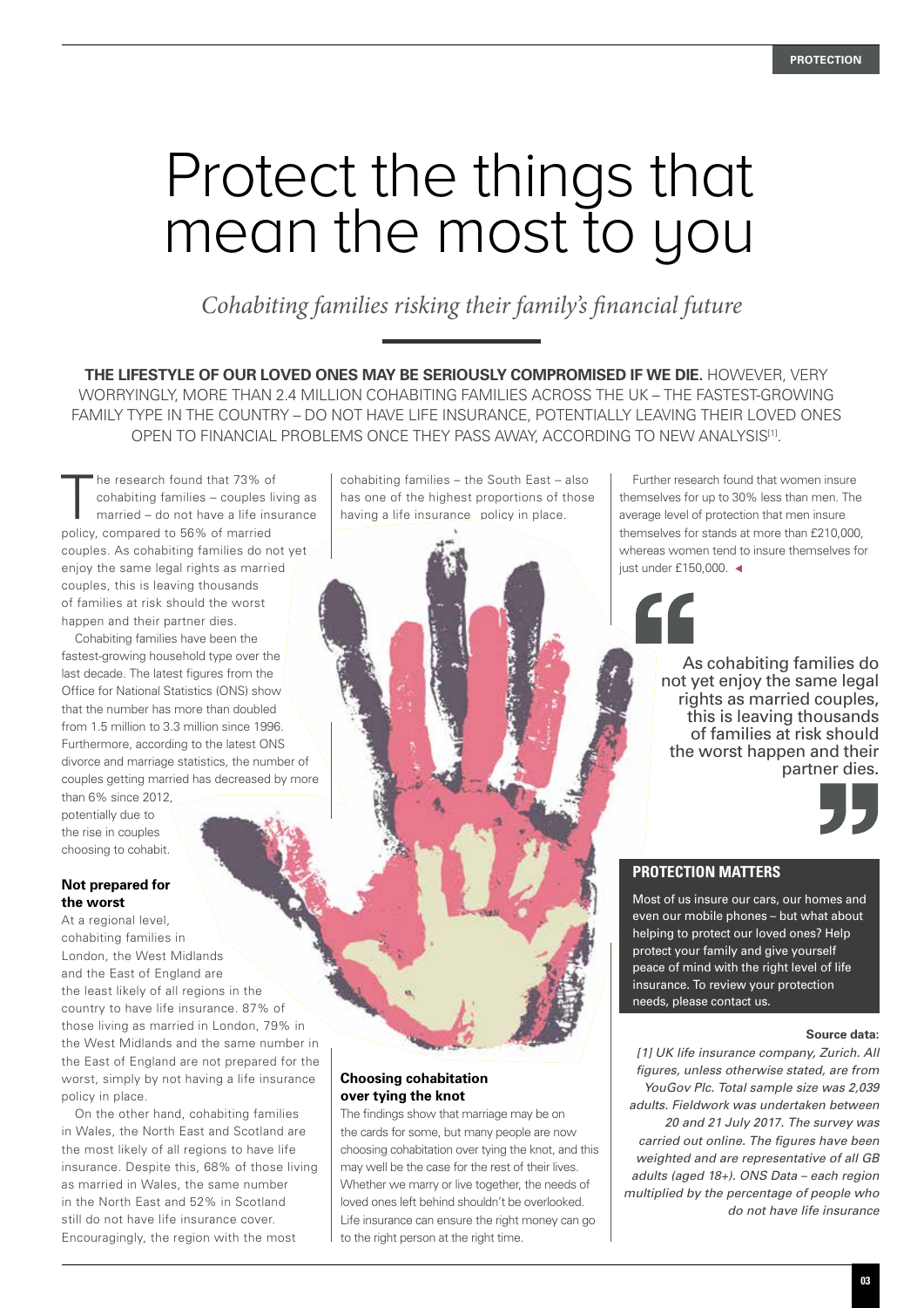# Protect the things that mean the most to you

*Cohabiting families risking their family's financial future*

**THE LIFESTYLE OF OUR LOVED ONES MAY BE SERIOUSLY COMPROMISED IF WE DIE.** HOWEVER, VERY WORRYINGLY, MORE THAN 2.4 MILLION COHABITING FAMILIES ACROSS THE UK – THE FASTEST-GROWING FAMILY TYPE IN THE COUNTRY – DO NOT HAVE LIFE INSURANCE, POTENTIALLY LEAVING THEIR LOVED ONES OPEN TO FINANCIAL PROBLEMS ONCE THEY PASS AWAY, ACCORDING TO NEW ANALYSIS[1].

The research found that 73% of cohabiting families – couples living as married – do not have a life insurance policy, compared to 56% of married couples. As cohabiting families do not yet enjoy the same legal rights as married couples, this is leaving thousands of families at risk should the worst happen and their partner dies.

Cohabiting families have been the fastest-growing household type over the last decade. The latest figures from the Office for National Statistics (ONS) show that the number has more than doubled from 1.5 million to 3.3 million since 1996. Furthermore, according to the latest ONS divorce and marriage statistics, the number of couples getting married has decreased by more than 6% since 2012, potentially due to the rise in couples choosing to cohabit.

### Not prepared for the worst

At a regional level, cohabiting families in London, the West Midlands and the East of England are the least likely of all regions in the country to have life insurance. 87% of those living as married in London, 79% in the West Midlands and the same number in the East of England are not prepared for the worst, simply by not having a life insurance policy in place.

On the other hand, cohabiting families in Wales, the North East and Scotland are the most likely of all regions to have life insurance. Despite this, 68% of those living as married in Wales, the same number in the North East and 52% in Scotland still do not have life insurance cover. Encouragingly, the region with the most cohabiting families – the South East – also has one of the highest proportions of those having a life insurance policy in place.

### Choosing cohabitation over tying the knot

The findings show that marriage may be on the cards for some, but many people are now choosing cohabitation over tying the knot, and this may well be the case for the rest of their lives. Whether we marry or live together, the needs of loved ones left behind shouldn't be overlooked. Life insurance can ensure the right money can go to the right person at the right time.

Further research found that women insure themselves for up to 30% less than men. The average level of protection that men insure themselves for stands at more than £210,000, whereas women tend to insure themselves for just under £150,000.

> As cohabiting families do not yet enjoy the same legal rights as married couples, this is leaving thousands of families at risk should the worst happen and their partner dies.

### PROTECTION MATTERS

Most of us insure our cars, our homes and even our mobile phones – but what about helping to protect our loved ones? Help protect your family and give yourself peace of mind with the right level of life insurance. To review your protection needs, please contact us.

**Source data:**

*[1] UK life insurance company, Zurich. All figures, unless otherwise stated, are from YouGov Plc. Total sample size was 2,039 adults. Fieldwork was undertaken between 20 and 21 July 2017. The survey was carried out online. The figures have been weighted and are representative of all GB adults (aged 18+). ONS Data – each region multiplied by the percentage of people who do not have life insurance*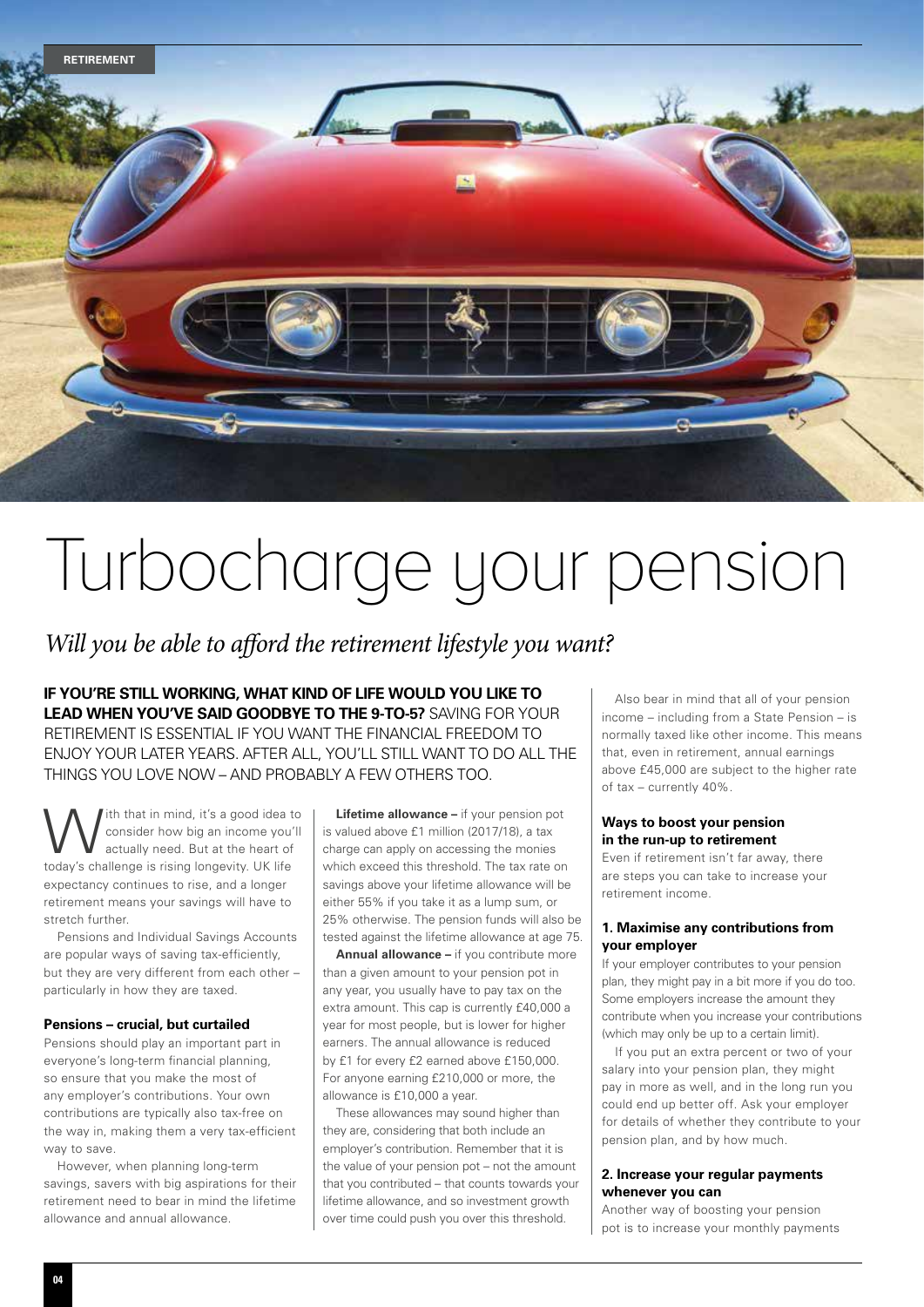# Turbocharge your pension

*Will you be able to afford the retirement lifestyle you want?*

**IF YOU'RE STILL WORKING, WHAT KIND OF LIFE WOULD YOU LIKE TO LEAD WHEN YOU'VE SAID GOODBYE TO THE 9-TO-5?** SAVING FOR YOUR RETIREMENT IS ESSENTIAL IF YOU WANT THE FINANCIAL FREEDOM TO ENJOY YOUR LATER YEARS. AFTER ALL, YOU'LL STILL WANT TO DO ALL THE THINGS YOU LOVE NOW – AND PROBABLY A FEW OTHERS TOO.

With that in mind, it's a good idea to consider how big an income you'll actually need. But at the heart of today's challenge is rising longevity. UK life expectancy continues to rise, and a longer retirement means your savings will have to stretch further.

Pensions and Individual Savings Accounts are popular ways of saving tax-efficiently, but they are very different from each other – particularly in how they are taxed.

#### Pensions – crucial, but curtailed

Pensions should play an important part in everyone's long-term financial planning, so ensure that you make the most of any employer's contributions. Your own contributions are typically also tax-free on the way in, making them a very tax-efficient way to save.

However, when planning long-term savings, savers with big aspirations for their retirement need to bear in mind the lifetime allowance and annual allowance.

**Lifetime allowance –** if your pension pot is valued above £1 million (2017/18), a tax charge can apply on accessing the monies which exceed this threshold. The tax rate on savings above your lifetime allowance will be either 55% if you take it as a lump sum, or 25% otherwise. The pension funds will also be tested against the lifetime allowance at age 75.

**Annual allowance –** if you contribute more than a given amount to your pension pot in any year, you usually have to pay tax on the extra amount. This cap is currently £40,000 a year for most people, but is lower for higher earners. The annual allowance is reduced by £1 for every £2 earned above £150,000. For anyone earning £210,000 or more, the allowance is £10,000 a year.

These allowances may sound higher than they are, considering that both include an employer's contribution. Remember that it is the value of your pension pot – not the amount that you contributed – that counts towards your lifetime allowance, and so investment growth over time could push you over this threshold.

Also bear in mind that all of your pension income – including from a State Pension – is normally taxed like other income. This means that, even in retirement, annual earnings above £45,000 are subject to the higher rate of tax – currently 40%.

#### Ways to boost your pension in the run-up to retirement

Even if retirement isn't far away, there are steps you can take to increase your retirement income.

#### 1. Maximise any contributions from your employer

If your employer contributes to your pension plan, they might pay in a bit more if you do too. Some employers increase the amount they contribute when you increase your contributions (which may only be up to a certain limit).

If you put an extra percent or two of your salary into your pension plan, they might pay in more as well, and in the long run you could end up better off. Ask your employer for details of whether they contribute to your pension plan, and by how much.

#### 2. Increase your regular payments whenever you can

Another way of boosting your pension pot is to increase your monthly payments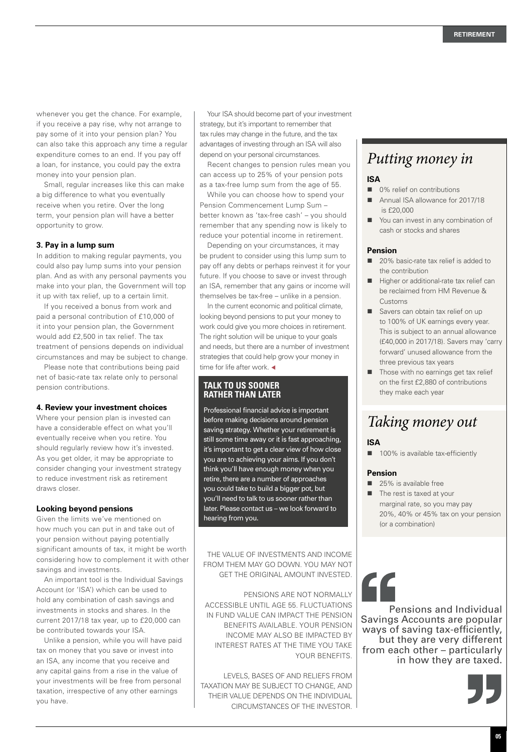whenever you get the chance. For example, if you receive a pay rise, why not arrange to pay some of it into your pension plan? You can also take this approach any time a regular expenditure comes to an end. If you pay off a loan, for instance, you could pay the extra money into your pension plan.

Small, regular increases like this can make a big difference to what you eventually receive when you retire. Over the long term, your pension plan will have a better opportunity to grow.

### 3. Pay in a lump sum

In addition to making regular payments, you could also pay lump sums into your pension plan. And as with any personal payments you make into your plan, the Government will top it up with tax relief, up to a certain limit.

If you received a bonus from work and paid a personal contribution of £10,000 of it into your pension plan, the Government would add £2,500 in tax relief. The tax treatment of pensions depends on individual circumstances and may be subject to change.

Please note that contributions being paid net of basic-rate tax relate only to personal pension contributions.

### 4. Review your investment choices

Where your pension plan is invested can have a considerable effect on what you'll eventually receive when you retire. You should regularly review how it's invested. As you get older, it may be appropriate to consider changing your investment strategy to reduce investment risk as retirement draws closer.

### Looking beyond pensions

Given the limits we've mentioned on how much you can put in and take out of your pension without paying potentially significant amounts of tax, it might be worth considering how to complement it with other savings and investments.

An important tool is the Individual Savings Account (or 'ISA') which can be used to hold any combination of cash savings and investments in stocks and shares. In the current 2017/18 tax year, up to £20,000 can be contributed towards your ISA.

Unlike a pension, while you will have paid tax on money that you save or invest into an ISA, any income that you receive and any capital gains from a rise in the value of your investments will be free from personal taxation, irrespective of any other earnings you have.

Your ISA should become part of your investment strategy, but it's important to remember that tax rules may change in the future, and the tax advantages of investing through an ISA will also depend on your personal circumstances.

Recent changes to pension rules mean you can access up to 25% of your pension pots as a tax-free lump sum from the age of 55.

While you can choose how to spend your Pension Commencement Lump Sum – better known as 'tax-free cash' – you should remember that any spending now is likely to reduce your potential income in retirement.

Depending on your circumstances, it may be prudent to consider using this lump sum to pay off any debts or perhaps reinvest it for your future. If you choose to save or invest through an ISA, remember that any gains or income will themselves be tax-free – unlike in a pension.

In the current economic and political climate, looking beyond pensions to put your money to work could give you more choices in retirement. The right solution will be unique to your goals and needs, but there are a number of investment strategies that could help grow your money in time for life after work.

### TALK TO US SOONER RATHER THAN LATER

Professional financial advice is important before making decisions around pension saving strategy. Whether your retirement is still some time away or it is fast approaching, it's important to get a clear view of how close you are to achieving your aims. If you don't think you'll have enough money when you retire, there are a number of approaches you could take to build a bigger pot, but you'll need to talk to us sooner rather than later. Please contact us – we look forward to hearing from you.

THE VALUE OF INVESTMENTS AND INCOME FROM THEM MAY GO DOWN. YOU MAY NOT GET THE ORIGINAL AMOUNT INVESTED.

PENSIONS ARE NOT NORMALLY ACCESSIBLE UNTIL AGE 55. FLUCTUATIONS IN FUND VALUE CAN IMPACT THE PENSION BENEFITS AVAILABLE. YOUR PENSION INCOME MAY ALSO BE IMPACTED BY INTEREST RATES AT THE TIME YOU TAKE YOUR BENEFITS.

LEVELS, BASES OF AND RELIEFS FROM TAXATION MAY BE SUBJECT TO CHANGE, AND THEIR VALUE DEPENDS ON THE INDIVIDUAL CIRCUMSTANCES OF THE INVESTOR.

## *Putting money in*

**ISA**

- 0% relief on contributions
- Annual ISA allowance for 2017/18 is £20,000
- You can invest in any combination of cash or stocks and shares

**Pension**

- 20% basic-rate tax relief is added to the contribution
- Higher or additional-rate tax relief can be reclaimed from HM Revenue & Customs
- Savers can obtain tax relief on up to 100% of UK earnings every year. This is subject to an annual allowance (£40,000 in 2017/18). Savers may 'carry forward' unused allowance from the three previous tax years
- Those with no earnings get tax relief on the first £2,880 of contributions they make each year

## *Taking money out*

**ISA**

- 100% is available tax-efficiently

**Pension**

- 25% is available free
- The rest is taxed at your marginal rate, so you may pay 20%, 40% or 45% tax on your pension (or a combination)

> Pensions and Individual Savings Accounts are popular ways of saving tax-efficiently, but they are very different from each other – particularly in how they are taxed.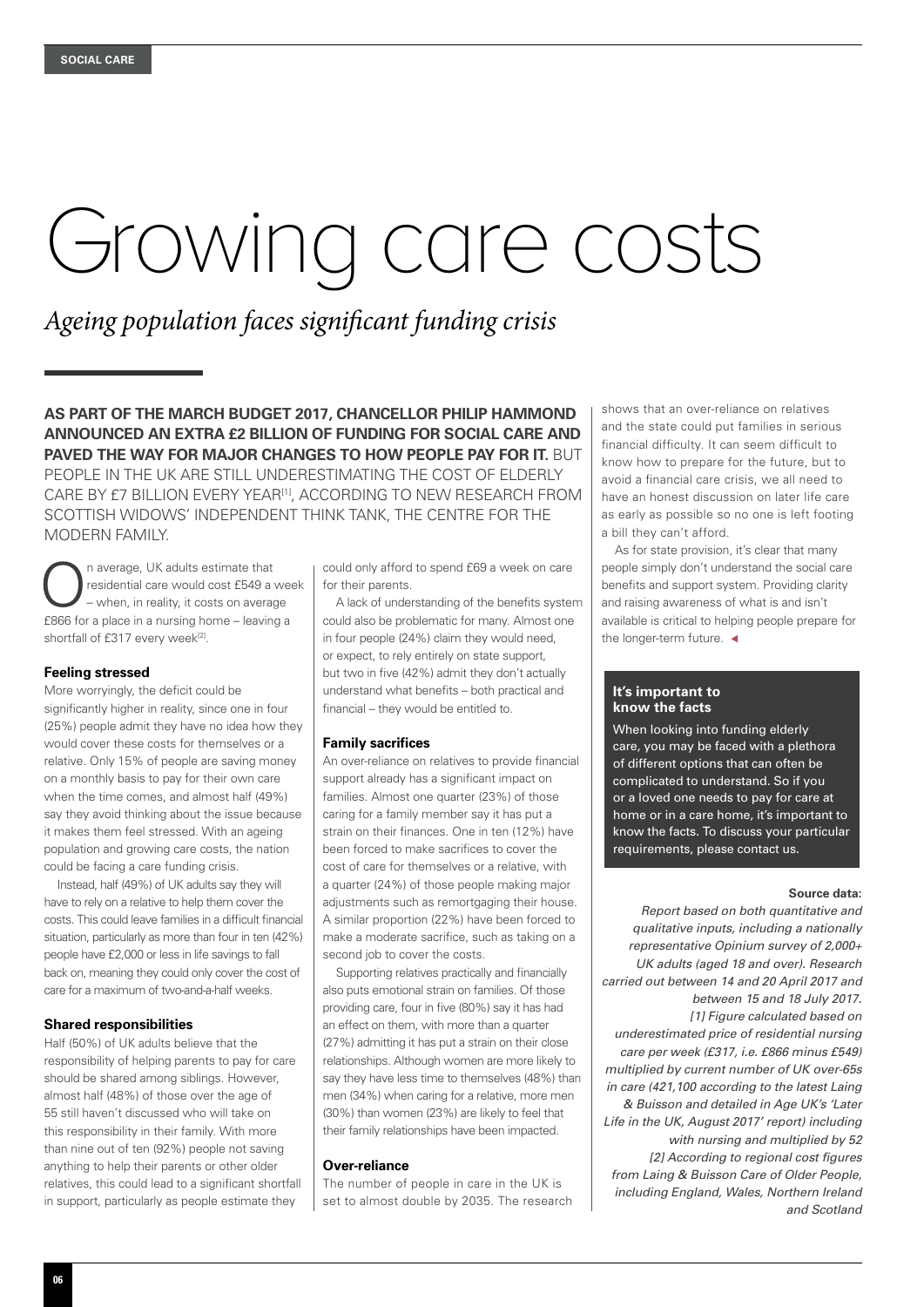SOCIAL CARE

# Growing care costs

## *Ageing population faces significant funding crisis*

**AS PART OF THE MARCH BUDGET 2017, CHANCELLOR PHILIP HAMMOND ANNOUNCED AN EXTRA £2 BILLION OF FUNDING FOR SOCIAL CARE AND PAVED THE WAY FOR MAJOR CHANGES TO HOW PEOPLE PAY FOR IT.** BUT PEOPLE IN THE UK ARE STILL UNDERESTIMATING THE COST OF ELDERLY CARE BY £7 BILLION EVERY YEAR[1], ACCORDING TO NEW RESEARCH FROM SCOTTISH WIDOWS' INDEPENDENT THINK TANK, THE CENTRE FOR THE MODERN FAMILY.

On average, UK adults estimate that residential care would cost £549 a week – when, in reality, it costs on average £866 for a place in a nursing home – leaving a shortfall of £317 every week[2].

### Feeling stressed

More worryingly, the deficit could be significantly higher in reality, since one in four (25%) people admit they have no idea how they would cover these costs for themselves or a relative. Only 15% of people are saving money on a monthly basis to pay for their own care when the time comes, and almost half (49%) say they avoid thinking about the issue because it makes them feel stressed. With an ageing population and growing care costs, the nation could be facing a care funding crisis.

Instead, half (49%) of UK adults say they will have to rely on a relative to help them cover the costs. This could leave families in a difficult financial situation, particularly as more than four in ten (42%) people have £2,000 or less in life savings to fall back on, meaning they could only cover the cost of care for a maximum of two-and-a-half weeks.

### Shared responsibilities

Half (50%) of UK adults believe that the responsibility of helping parents to pay for care should be shared among siblings. However, almost half (48%) of those over the age of 55 still haven't discussed who will take on this responsibility in their family. With more than nine out of ten (92%) people not saving anything to help their parents or other older relatives, this could lead to a significant shortfall in support, particularly as people estimate they could only afford to spend £69 a week on care for their parents.

A lack of understanding of the benefits system could also be problematic for many. Almost one in four people (24%) claim they would need, or expect, to rely entirely on state support, but two in five (42%) admit they don't actually understand what benefits – both practical and financial – they would be entitled to.

### Family sacrifices

An over-reliance on relatives to provide financial support already has a significant impact on families. Almost one quarter (23%) of those caring for a family member say it has put a strain on their finances. One in ten (12%) have been forced to make sacrifices to cover the cost of care for themselves or a relative, with a quarter (24%) of those people making major adjustments such as remortgaging their house. A similar proportion (22%) have been forced to make a moderate sacrifice, such as taking on a second job to cover the costs.

Supporting relatives practically and financially also puts emotional strain on families. Of those providing care, four in five (80%) say it has had an effect on them, with more than a quarter (27%) admitting it has put a strain on their close relationships. Although women are more likely to say they have less time to themselves (48%) than men (34%) when caring for a relative, more men (30%) than women (23%) are likely to feel that their family relationships have been impacted.

### Over-reliance

The number of people in care in the UK is set to almost double by 2035. The research shows that an over-reliance on relatives and the state could put families in serious financial difficulty. It can seem difficult to know how to prepare for the future, but to avoid a financial care crisis, we all need to have an honest discussion on later life care as early as possible so no one is left footing a bill they can't afford.

As for state provision, it's clear that many people simply don't understand the social care benefits and support system. Providing clarity and raising awareness of what is and isn't available is critical to helping people prepare for the longer-term future.

### It's important to know the facts

When looking into funding elderly care, you may be faced with a plethora of different options that can often be complicated to understand. So if you or a loved one needs to pay for care at home or in a care home, it's important to know the facts. To discuss your particular requirements, please contact us.

**Source data:**

*Report based on both quantitative and qualitative inputs, including a nationally representative Opinium survey of 2,000+ UK adults (aged 18 and over). Research carried out between 14 and 20 April 2017 and between 15 and 18 July 2017.*

*[1] Figure calculated based on underestimated price of residential nursing care per week (£317, i.e. £866 minus £549) multiplied by current number of UK over-65s in care (421,100 according to the latest Laing & Buisson and detailed in Age UK's 'Later Life in the UK, August 2017' report) including with nursing and multiplied by 52*

*[2] According to regional cost figures from Laing & Buisson Care of Older People, including England, Wales, Northern Ireland and Scotland*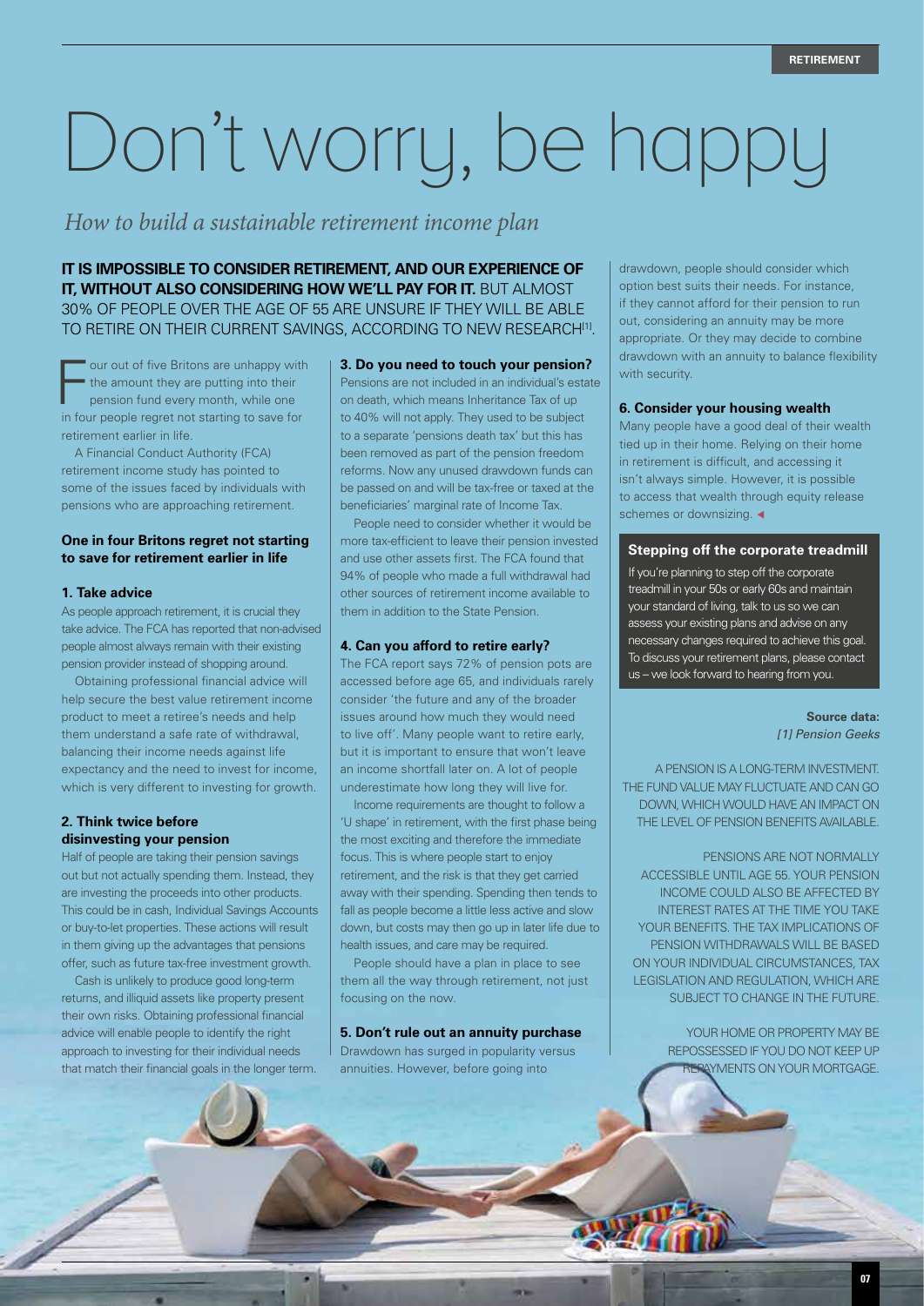# Don't worry, be happy

*How to build a sustainable retirement income plan*

**IT IS IMPOSSIBLE TO CONSIDER RETIREMENT, AND OUR EXPERIENCE OF IT, WITHOUT ALSO CONSIDERING HOW WE'LL PAY FOR IT.** BUT ALMOST 30% OF PEOPLE OVER THE AGE OF 55 ARE UNSURE IF THEY WILL BE ABLE TO RETIRE ON THEIR CURRENT SAVINGS, ACCORDING TO NEW RESEARCH[1].

Four out of five Britons are unhappy with the amount they are putting into their pension fund every month, while one in four people regret not starting to save for retirement earlier in life.

A Financial Conduct Authority (FCA) retirement income study has pointed to some of the issues faced by individuals with pensions who are approaching retirement.

**One in four Britons regret not starting to save for retirement earlier in life**

### 1. Take advice

As people approach retirement, it is crucial they take advice. The FCA has reported that non-advised people almost always remain with their existing pension provider instead of shopping around.

Obtaining professional financial advice will help secure the best value retirement income product to meet a retiree's needs and help them understand a safe rate of withdrawal, balancing their income needs against life expectancy and the need to invest for income, which is very different to investing for growth.

### 2. Think twice before disinvesting your pension

Half of people are taking their pension savings out but not actually spending them. Instead, they are investing the proceeds into other products. This could be in cash, Individual Savings Accounts or buy-to-let properties. These actions will result in them giving up the advantages that pensions offer, such as future tax-free investment growth.

Cash is unlikely to produce good long-term returns, and illiquid assets like property present their own risks. Obtaining professional financial advice will enable people to identify the right approach to investing for their individual needs that match their financial goals in the longer term.

### 3. Do you need to touch your pension?

Pensions are not included in an individual's estate on death, which means Inheritance Tax of up to 40% will not apply. They used to be subject to a separate 'pensions death tax' but this has been removed as part of the pension freedom reforms. Now any unused drawdown funds can be passed on and will be tax-free or taxed at the beneficiaries' marginal rate of Income Tax.

People need to consider whether it would be more tax-efficient to leave their pension invested and use other assets first. The FCA found that 94% of people who made a full withdrawal had other sources of retirement income available to them in addition to the State Pension.

### 4. Can you afford to retire early?

The FCA report says 72% of pension pots are accessed before age 65, and individuals rarely consider 'the future and any of the broader issues around how much they would need to live off'. Many people want to retire early, but it is important to ensure that won't leave an income shortfall later on. A lot of people underestimate how long they will live for.

Income requirements are thought to follow a 'U shape' in retirement, with the first phase being the most exciting and therefore the immediate focus. This is where people start to enjoy retirement, and the risk is that they get carried away with their spending. Spending then tends to fall as people become a little less active and slow down, but costs may then go up in later life due to health issues, and care may be required.

People should have a plan in place to see them all the way through retirement, not just focusing on the now.

### 5. Don't rule out an annuity purchase

Drawdown has surged in popularity versus annuities. However, before going into drawdown, people should consider which option best suits their needs. For instance, if they cannot afford for their pension to run out, considering an annuity may be more appropriate. Or they may decide to combine drawdown with an annuity to balance flexibility with security.

### 6. Consider your housing wealth

Many people have a good deal of their wealth tied up in their home. Relying on their home in retirement is difficult, and accessing it isn't always simple. However, it is possible to access that wealth through equity release schemes or downsizing.

### Stepping off the corporate treadmill

If you're planning to step off the corporate treadmill in your 50s or early 60s and maintain your standard of living, talk to us so we can assess your existing plans and advise on any necessary changes required to achieve this goal. To discuss your retirement plans, please contact us – we look forward to hearing from you.

**Source data:**
*[1] Pension Geeks*

A PENSION IS A LONG-TERM INVESTMENT. THE FUND VALUE MAY FLUCTUATE AND CAN GO DOWN, WHICH WOULD HAVE AN IMPACT ON THE LEVEL OF PENSION BENEFITS AVAILABLE.

PENSIONS ARE NOT NORMALLY ACCESSIBLE UNTIL AGE 55. YOUR PENSION INCOME COULD ALSO BE AFFECTED BY INTEREST RATES AT THE TIME YOU TAKE YOUR BENEFITS. THE TAX IMPLICATIONS OF PENSION WITHDRAWALS WILL BE BASED ON YOUR INDIVIDUAL CIRCUMSTANCES, TAX LEGISLATION AND REGULATION, WHICH ARE SUBJECT TO CHANGE IN THE FUTURE.

YOUR HOME OR PROPERTY MAY BE REPOSSESSED IF YOU DO NOT KEEP UP REPAYMENTS ON YOUR MORTGAGE.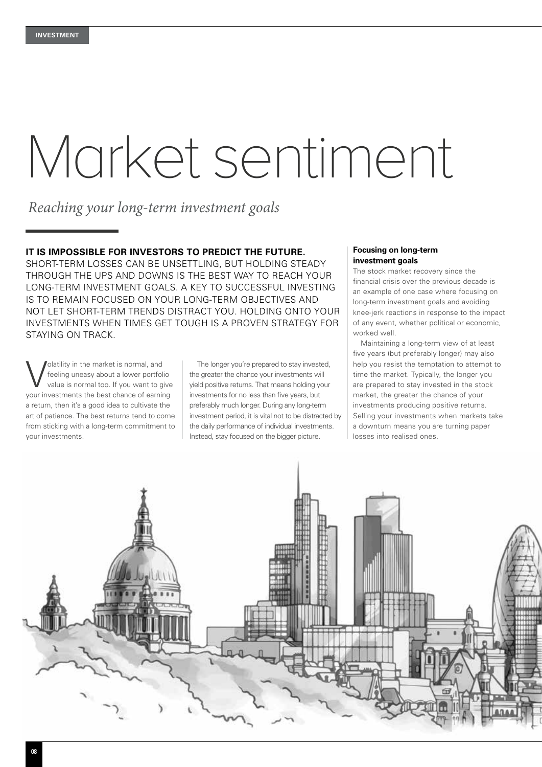# Market sentiment

*Reaching your long-term investment goals*

**IT IS IMPOSSIBLE FOR INVESTORS TO PREDICT THE FUTURE.** SHORT-TERM LOSSES CAN BE UNSETTLING, BUT HOLDING STEADY THROUGH THE UPS AND DOWNS IS THE BEST WAY TO REACH YOUR LONG-TERM INVESTMENT GOALS. A KEY TO SUCCESSFUL INVESTING IS TO REMAIN FOCUSED ON YOUR LONG-TERM OBJECTIVES AND NOT LET SHORT-TERM TRENDS DISTRACT YOU. HOLDING ONTO YOUR INVESTMENTS WHEN TIMES GET TOUGH IS A PROVEN STRATEGY FOR STAYING ON TRACK.

Volatility in the market is normal, and feeling uneasy about a lower portfolio value is normal too. If you want to give your investments the best chance of earning a return, then it's a good idea to cultivate the art of patience. The best returns tend to come from sticking with a long-term commitment to your investments.

The longer you're prepared to stay invested, the greater the chance your investments will yield positive returns. That means holding your investments for no less than five years, but preferably much longer. During any long-term investment period, it is vital not to be distracted by the daily performance of individual investments. Instead, stay focused on the bigger picture.

### Focusing on long-term investment goals

The stock market recovery since the financial crisis over the previous decade is an example of one case where focusing on long-term investment goals and avoiding knee-jerk reactions in response to the impact of any event, whether political or economic, worked well.

Maintaining a long-term view of at least five years (but preferably longer) may also help you resist the temptation to attempt to time the market. Typically, the longer you are prepared to stay invested in the stock market, the greater the chance of your investments producing positive returns. Selling your investments when markets take a downturn means you are turning paper losses into realised ones.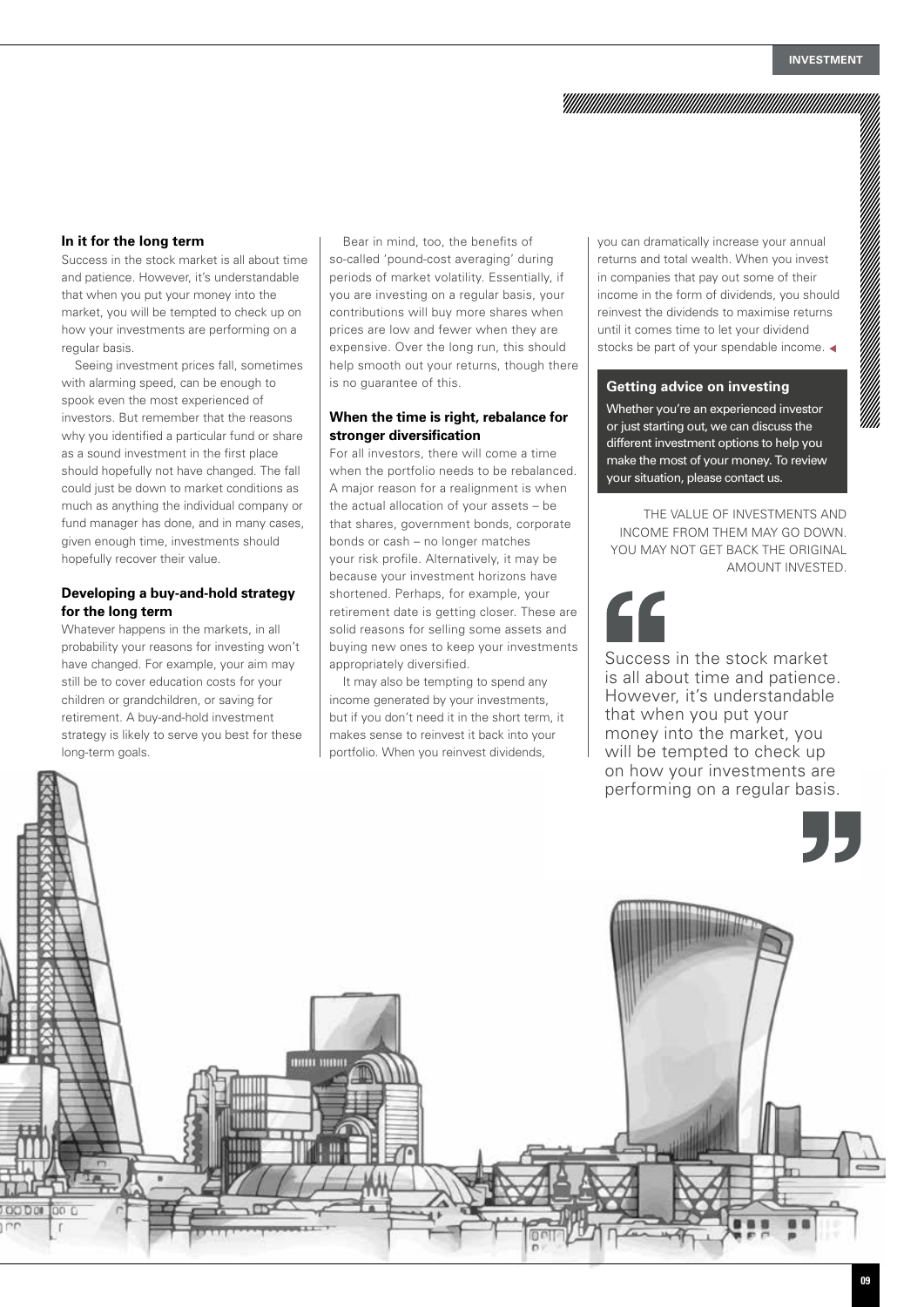### In it for the long term

Success in the stock market is all about time and patience. However, it's understandable that when you put your money into the market, you will be tempted to check up on how your investments are performing on a regular basis.

Seeing investment prices fall, sometimes with alarming speed, can be enough to spook even the most experienced of investors. But remember that the reasons why you identified a particular fund or share as a sound investment in the first place should hopefully not have changed. The fall could just be down to market conditions as much as anything the individual company or fund manager has done, and in many cases, given enough time, investments should hopefully recover their value.

### Developing a buy-and-hold strategy for the long term

Whatever happens in the markets, in all probability your reasons for investing won't have changed. For example, your aim may still be to cover education costs for your children or grandchildren, or saving for retirement. A buy-and-hold investment strategy is likely to serve you best for these long-term goals.

Bear in mind, too, the benefits of so-called 'pound-cost averaging' during periods of market volatility. Essentially, if you are investing on a regular basis, your contributions will buy more shares when prices are low and fewer when they are expensive. Over the long run, this should help smooth out your returns, though there is no guarantee of this.

### When the time is right, rebalance for stronger diversification

For all investors, there will come a time when the portfolio needs to be rebalanced. A major reason for a realignment is when the actual allocation of your assets – be that shares, government bonds, corporate bonds or cash – no longer matches your risk profile. Alternatively, it may be because your investment horizons have shortened. Perhaps, for example, your retirement date is getting closer. These are solid reasons for selling some assets and buying new ones to keep your investments appropriately diversified.

It may also be tempting to spend any income generated by your investments, but if you don't need it in the short term, it makes sense to reinvest it back into your portfolio. When you reinvest dividends, you can dramatically increase your annual returns and total wealth. When you invest in companies that pay out some of their income in the form of dividends, you should reinvest the dividends to maximise returns until it comes time to let your dividend stocks be part of your spendable income.

### Getting advice on investing

Whether you're an experienced investor or just starting out, we can discuss the different investment options to help you make the most of your money. To review your situation, please contact us.

THE VALUE OF INVESTMENTS AND INCOME FROM THEM MAY GO DOWN. YOU MAY NOT GET BACK THE ORIGINAL AMOUNT INVESTED.

> Success in the stock market is all about time and patience. However, it's understandable that when you put your money into the market, you will be tempted to check up on how your investments are performing on a regular basis.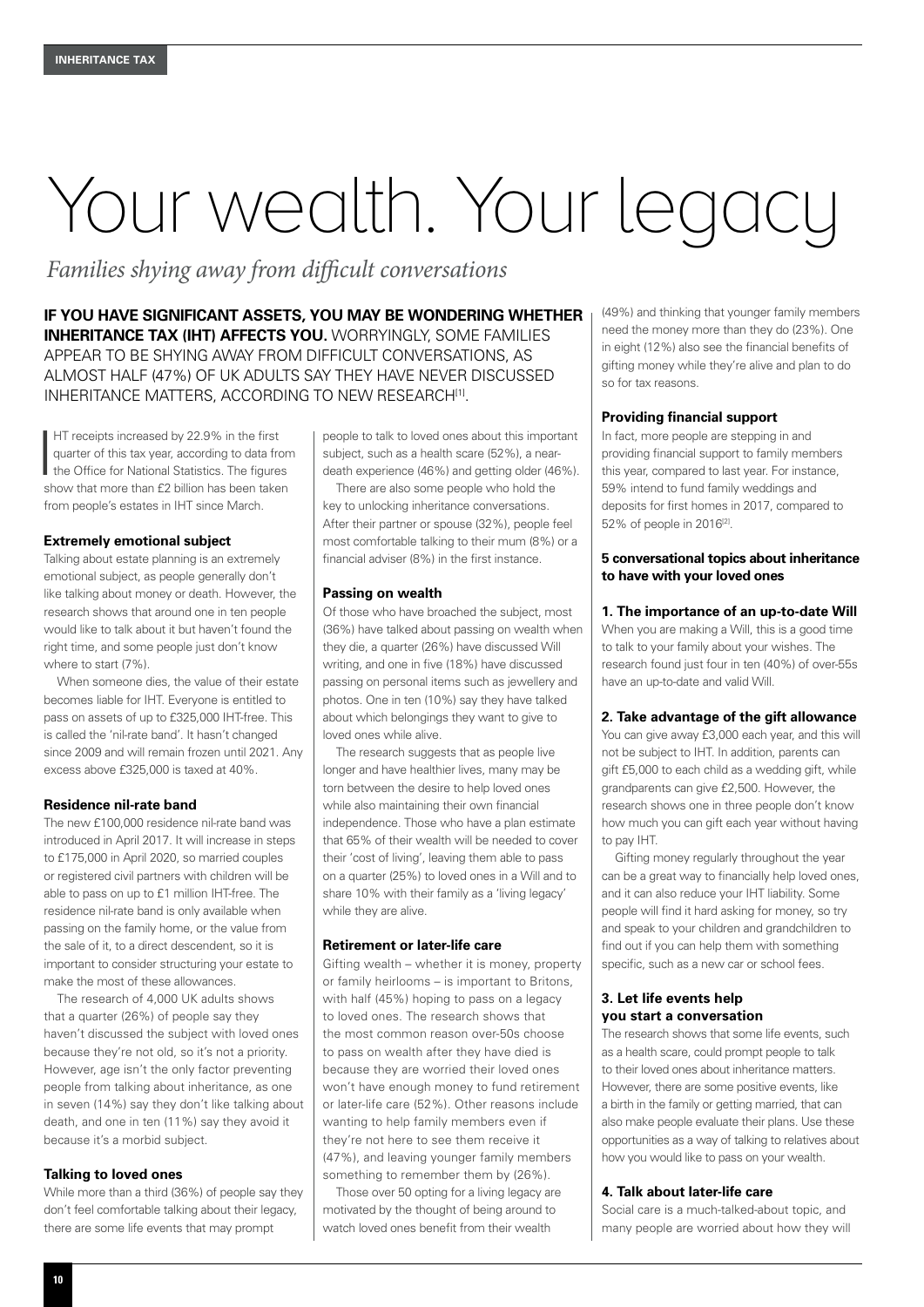# Your wealth. Your legacy

*Families shying away from difficult conversations*

**IF YOU HAVE SIGNIFICANT ASSETS, YOU MAY BE WONDERING WHETHER INHERITANCE TAX (IHT) AFFECTS YOU.** WORRYINGLY, SOME FAMILIES APPEAR TO BE SHYING AWAY FROM DIFFICULT CONVERSATIONS, AS ALMOST HALF (47%) OF UK ADULTS SAY THEY HAVE NEVER DISCUSSED INHERITANCE MATTERS, ACCORDING TO NEW RESEARCH[1].

IHT receipts increased by 22.9% in the first quarter of this tax year, according to data from the Office for National Statistics. The figures show that more than £2 billion has been taken from people's estates in IHT since March.

#### Extremely emotional subject

Talking about estate planning is an extremely emotional subject, as people generally don't like talking about money or death. However, the research shows that around one in ten people would like to talk about it but haven't found the right time, and some people just don't know where to start (7%).

When someone dies, the value of their estate becomes liable for IHT. Everyone is entitled to pass on assets of up to £325,000 IHT-free. This is called the 'nil-rate band'. It hasn't changed since 2009 and will remain frozen until 2021. Any excess above £325,000 is taxed at 40%.

#### Residence nil-rate band

The new £100,000 residence nil-rate band was introduced in April 2017. It will increase in steps to £175,000 in April 2020, so married couples or registered civil partners with children will be able to pass on up to £1 million IHT-free. The residence nil-rate band is only available when passing on the family home, or the value from the sale of it, to a direct descendent, so it is important to consider structuring your estate to make the most of these allowances.

The research of 4,000 UK adults shows that a quarter (26%) of people say they haven't discussed the subject with loved ones because they're not old, so it's not a priority. However, age isn't the only factor preventing people from talking about inheritance, as one in seven (14%) say they don't like talking about death, and one in ten (11%) say they avoid it because it's a morbid subject.

#### Talking to loved ones

While more than a third (36%) of people say they don't feel comfortable talking about their legacy, there are some life events that may prompt people to talk to loved ones about this important subject, such as a health scare (52%), a near-death experience (46%) and getting older (46%).

There are also some people who hold the key to unlocking inheritance conversations. After their partner or spouse (32%), people feel most comfortable talking to their mum (8%) or a financial adviser (8%) in the first instance.

#### Passing on wealth

Of those who have broached the subject, most (36%) have talked about passing on wealth when they die, a quarter (26%) have discussed Will writing, and one in five (18%) have discussed passing on personal items such as jewellery and photos. One in ten (10%) say they have talked about which belongings they want to give to loved ones while alive.

The research suggests that as people live longer and have healthier lives, many may be torn between the desire to help loved ones while also maintaining their own financial independence. Those who have a plan estimate that 65% of their wealth will be needed to cover their 'cost of living', leaving them able to pass on a quarter (25%) to loved ones in a Will and to share 10% with their family as a 'living legacy' while they are alive.

#### Retirement or later-life care

Gifting wealth – whether it is money, property or family heirlooms – is important to Britons, with half (45%) hoping to pass on a legacy to loved ones. The research shows that the most common reason over-50s choose to pass on wealth after they have died is because they are worried their loved ones won't have enough money to fund retirement or later-life care (52%). Other reasons include wanting to help family members even if they're not here to see them receive it (47%), and leaving younger family members something to remember them by (26%).

Those over 50 opting for a living legacy are motivated by the thought of being around to watch loved ones benefit from their wealth (49%) and thinking that younger family members need the money more than they do (23%). One in eight (12%) also see the financial benefits of gifting money while they're alive and plan to do so for tax reasons.

#### Providing financial support

In fact, more people are stepping in and providing financial support to family members this year, compared to last year. For instance, 59% intend to fund family weddings and deposits for first homes in 2017, compared to 52% of people in 2016[2].

#### 5 conversational topics about inheritance to have with your loved ones

**1. The importance of an up-to-date Will**

When you are making a Will, this is a good time to talk to your family about your wishes. The research found just four in ten (40%) of over-55s have an up-to-date and valid Will.

**2. Take advantage of the gift allowance**

You can give away £3,000 each year, and this will not be subject to IHT. In addition, parents can gift £5,000 to each child as a wedding gift, while grandparents can give £2,500. However, the research shows one in three people don't know how much you can gift each year without having to pay IHT.

Gifting money regularly throughout the year can be a great way to financially help loved ones, and it can also reduce your IHT liability. Some people will find it hard asking for money, so try and speak to your children and grandchildren to find out if you can help them with something specific, such as a new car or school fees.

**3. Let life events help you start a conversation**

The research shows that some life events, such as a health scare, could prompt people to talk to their loved ones about inheritance matters. However, there are some positive events, like a birth in the family or getting married, that can also make people evaluate their plans. Use these opportunities as a way of talking to relatives about how you would like to pass on your wealth.

**4. Talk about later-life care**

Social care is a much-talked-about topic, and many people are worried about how they will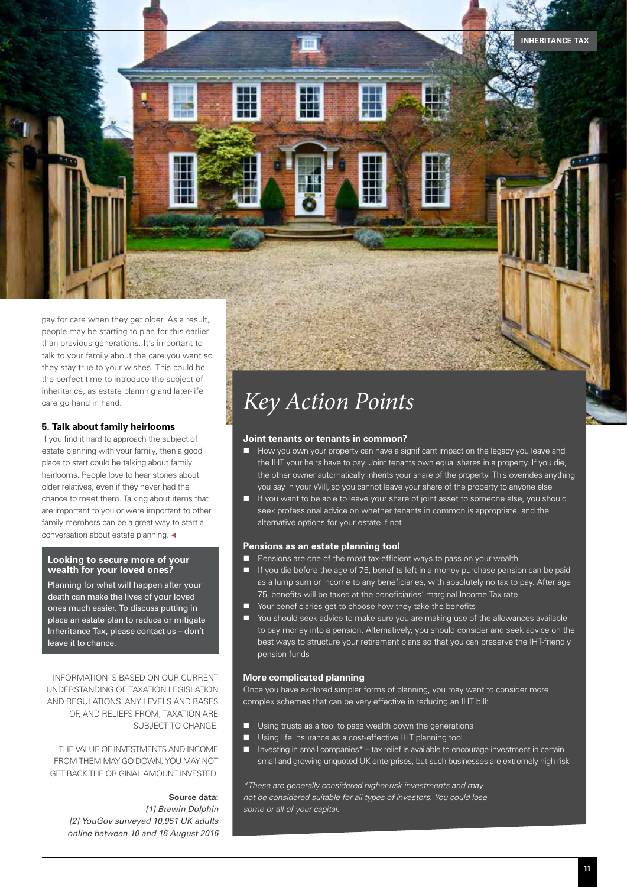pay for care when they get older. As a result, people may be starting to plan for this earlier than previous generations. It's important to talk to your family about the care you want so they stay true to your wishes. This could be the perfect time to introduce the subject of inheritance, as estate planning and later-life care go hand in hand.

**5. Talk about family heirlooms**

If you find it hard to approach the subject of estate planning with your family, then a good place to start could be talking about family heirlooms. People love to hear stories about older relatives, even if they never had the chance to meet them. Talking about items that are important to you or were important to other family members can be a great way to start a conversation about estate planning.

### Looking to secure more of your wealth for your loved ones?

Planning for what will happen after your death can make the lives of your loved ones much easier. To discuss putting in place an estate plan to reduce or mitigate Inheritance Tax, please contact us – don't leave it to chance.

INFORMATION IS BASED ON OUR CURRENT UNDERSTANDING OF TAXATION LEGISLATION AND REGULATIONS. ANY LEVELS AND BASES OF, AND RELIEFS FROM, TAXATION ARE SUBJECT TO CHANGE.

THE VALUE OF INVESTMENTS AND INCOME FROM THEM MAY GO DOWN. YOU MAY NOT GET BACK THE ORIGINAL AMOUNT INVESTED.

**Source data:**
*[1] Brewin Dolphin*
*[2] YouGov surveyed 10,951 UK adults online between 10 and 16 August 2016*

## *Key Action Points*

### Joint tenants or tenants in common?

- How you own your property can have a significant impact on the legacy you leave and the IHT your heirs have to pay. Joint tenants own equal shares in a property. If you die, the other owner automatically inherits your share of the property. This overrides anything you say in your Will, so you cannot leave your share of the property to anyone else
- If you want to be able to leave your share of joint asset to someone else, you should seek professional advice on whether tenants in common is appropriate, and the alternative options for your estate if not

### Pensions as an estate planning tool

- Pensions are one of the most tax-efficient ways to pass on your wealth
- If you die before the age of 75, benefits left in a money purchase pension can be paid as a lump sum or income to any beneficiaries, with absolutely no tax to pay. After age 75, benefits will be taxed at the beneficiaries' marginal Income Tax rate
- Your beneficiaries get to choose how they take the benefits
- You should seek advice to make sure you are making use of the allowances available to pay money into a pension. Alternatively, you should consider and seek advice on the best ways to structure your retirement plans so that you can preserve the IHT-friendly pension funds

### More complicated planning

Once you have explored simpler forms of planning, you may want to consider more complex schemes that can be very effective in reducing an IHT bill:

- Using trusts as a tool to pass wealth down the generations
- Using life insurance as a cost-effective IHT planning tool
- Investing in small companies* – tax relief is available to encourage investment in certain small and growing unquoted UK enterprises, but such businesses are extremely high risk

*\*These are generally considered higher-risk investments and may not be considered suitable for all types of investors. You could lose some or all of your capital.*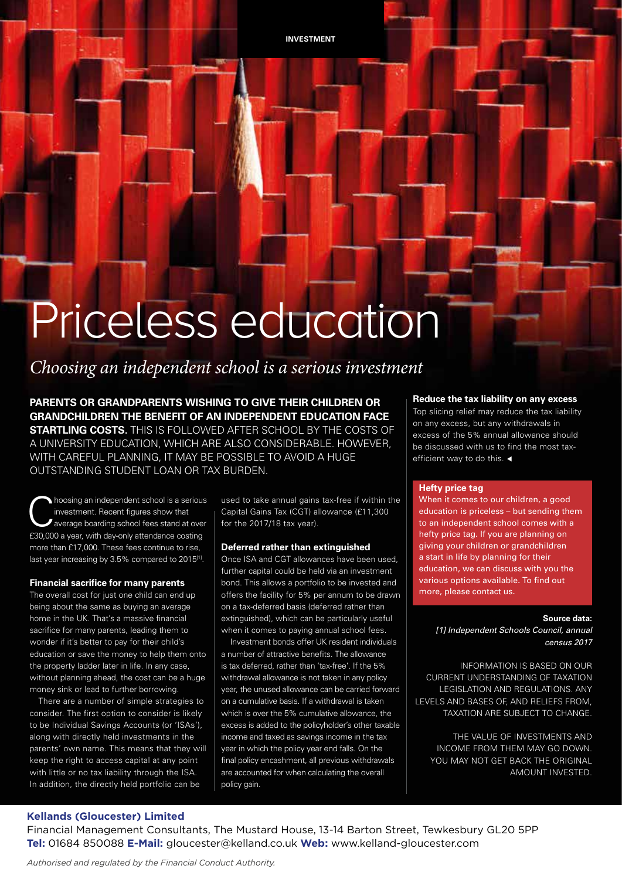# Priceless education

*Choosing an independent school is a serious investment*

**PARENTS OR GRANDPARENTS WISHING TO GIVE THEIR CHILDREN OR GRANDCHILDREN THE BENEFIT OF AN INDEPENDENT EDUCATION FACE STARTLING COSTS.** THIS IS FOLLOWED AFTER SCHOOL BY THE COSTS OF A UNIVERSITY EDUCATION, WHICH ARE ALSO CONSIDERABLE. HOWEVER, WITH CAREFUL PLANNING, IT MAY BE POSSIBLE TO AVOID A HUGE OUTSTANDING STUDENT LOAN OR TAX BURDEN.

Choosing an independent school is a serious investment. Recent figures show that average boarding school fees stand at over £30,000 a year, with day-only attendance costing more than £17,000. These fees continue to rise, last year increasing by 3.5% compared to 2015[1].

### Financial sacrifice for many parents

The overall cost for just one child can end up being about the same as buying an average home in the UK. That's a massive financial sacrifice for many parents, leading them to wonder if it's better to pay for their child's education or save the money to help them onto the property ladder later in life. In any case, without planning ahead, the cost can be a huge money sink or lead to further borrowing.

There are a number of simple strategies to consider. The first option to consider is likely to be Individual Savings Accounts (or 'ISAs'), along with directly held investments in the parents' own name. This means that they will keep the right to access capital at any point with little or no tax liability through the ISA. In addition, the directly held portfolio can be used to take annual gains tax-free if within the Capital Gains Tax (CGT) allowance (£11,300 for the 2017/18 tax year).

### Deferred rather than extinguished

Once ISA and CGT allowances have been used, further capital could be held via an investment bond. This allows a portfolio to be invested and offers the facility for 5% per annum to be drawn on a tax-deferred basis (deferred rather than extinguished), which can be particularly useful when it comes to paying annual school fees.

Investment bonds offer UK resident individuals a number of attractive benefits. The allowance is tax deferred, rather than 'tax-free'. If the 5% withdrawal allowance is not taken in any policy year, the unused allowance can be carried forward on a cumulative basis. If a withdrawal is taken which is over the 5% cumulative allowance, the excess is added to the policyholder's other taxable income and taxed as savings income in the tax year in which the policy year end falls. On the final policy encashment, all previous withdrawals are accounted for when calculating the overall policy gain.

### Reduce the tax liability on any excess

Top slicing relief may reduce the tax liability on any excess, but any withdrawals in excess of the 5% annual allowance should be discussed with us to find the most tax-efficient way to do this. ◄

### Hefty price tag

When it comes to our children, a good education is priceless – but sending them to an independent school comes with a hefty price tag. If you are planning on giving your children or grandchildren a start in life by planning for their education, we can discuss with you the various options available. To find out more, please contact us.

**Source data:**
*[1] Independent Schools Council, annual census 2017*

INFORMATION IS BASED ON OUR CURRENT UNDERSTANDING OF TAXATION LEGISLATION AND REGULATIONS. ANY LEVELS AND BASES OF, AND RELIEFS FROM, TAXATION ARE SUBJECT TO CHANGE.

THE VALUE OF INVESTMENTS AND INCOME FROM THEM MAY GO DOWN. YOU MAY NOT GET BACK THE ORIGINAL AMOUNT INVESTED.

**Kellands (Gloucester) Limited**
Financial Management Consultants, The Mustard House, 13-14 Barton Street, Tewkesbury GL20 5PP
**Tel:** 01684 850088 **E-Mail:** gloucester@kelland.co.uk **Web:** www.kelland-gloucester.com

*Authorised and regulated by the Financial Conduct Authority.*